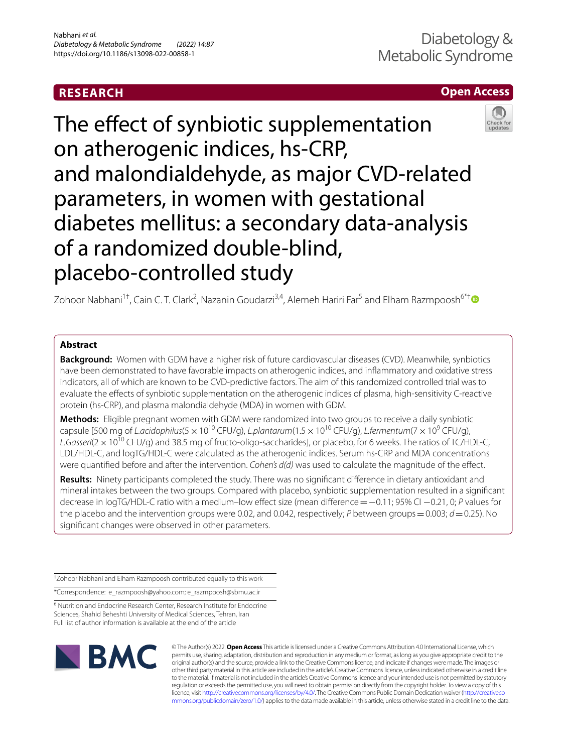RESEARCH

Open Access

# The effect of synbiotic supplementation on atherogenic indices, hs-CRP, and malondialdehyde, as major CVD-related parameters, in women with gestational diabetes mellitus: a secondary data-analysis of a randomized double-blind, placebo-controlled study

Zohoor Nabhani[1†], Cain C. T. Clark[2], Nazanin Goudarzi[3,4], Alemeh Hariri Far[5] and Elham Razmpoosh[6*†]

## Abstract

**Background:** Women with GDM have a higher risk of future cardiovascular diseases (CVD). Meanwhile, synbiotics have been demonstrated to have favorable impacts on atherogenic indices, and inflammatory and oxidative stress indicators, all of which are known to be CVD-predictive factors. The aim of this randomized controlled trial was to evaluate the effects of synbiotic supplementation on the atherogenic indices of plasma, high-sensitivity C-reactive protein (hs-CRP), and plasma malondialdehyde (MDA) in women with GDM.

**Methods:** Eligible pregnant women with GDM were randomized into two groups to receive a daily synbiotic capsule [500 mg of *L.acidophilus*($5 \times 10^{10}$ CFU/g), *L.plantarum*($1.5 \times 10^{10}$ CFU/g), *L.fermentum*($7 \times 10^{9}$ CFU/g), *L.Gasseri*($2 \times 10^{10}$ CFU/g) and 38.5 mg of fructo-oligo-saccharides], or placebo, for 6 weeks. The ratios of TC/HDL-C, LDL/HDL-C, and logTG/HDL-C were calculated as the atherogenic indices. Serum hs-CRP and MDA concentrations were quantified before and after the intervention. *Cohen's d(d)* was used to calculate the magnitude of the effect.

**Results:** Ninety participants completed the study. There was no significant difference in dietary antioxidant and mineral intakes between the two groups. Compared with placebo, synbiotic supplementation resulted in a significant decrease in logTG/HDL-C ratio with a medium–low effect size (mean difference = −0.11; 95% CI −0.21, 0; *P* values for the placebo and the intervention groups were 0.02, and 0.042, respectively; *P* between groups = 0.003; *d* = 0.25). No significant changes were observed in other parameters.

†Zohoor Nabhani and Elham Razmpoosh contributed equally to this work

*Correspondence: e_razmpoosh@yahoo.com; e_razmpoosh@sbmu.ac.ir

[6] Nutrition and Endocrine Research Center, Research Institute for Endocrine Sciences, Shahid Beheshti University of Medical Sciences, Tehran, Iran

Full list of author information is available at the end of the article

© The Author(s) 2022. **Open Access** This article is licensed under a Creative Commons Attribution 4.0 International License, which permits use, sharing, adaptation, distribution and reproduction in any medium or format, as long as you give appropriate credit to the original author(s) and the source, provide a link to the Creative Commons licence, and indicate if changes were made. The images or other third party material in this article are included in the article's Creative Commons licence, unless indicated otherwise in a credit line to the material. If material is not included in the article's Creative Commons licence and your intended use is not permitted by statutory regulation or exceeds the permitted use, you will need to obtain permission directly from the copyright holder. To view a copy of this licence, visit http://creativecommons.org/licenses/by/4.0/. The Creative Commons Public Domain Dedication waiver (http://creativecommons.org/publicdomain/zero/1.0/) applies to the data made available in this article, unless otherwise stated in a credit line to the data.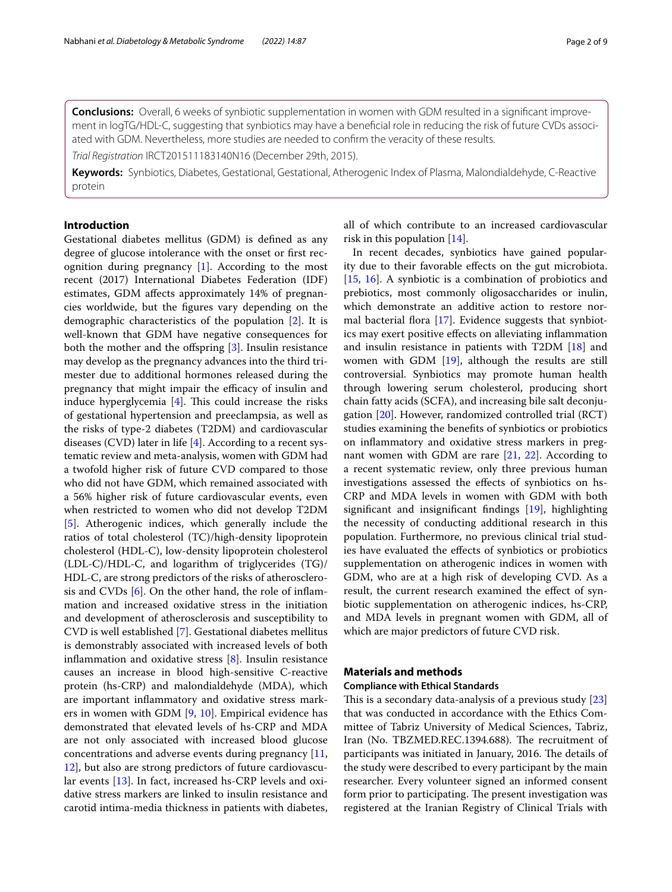**Conclusions:** Overall, 6 weeks of synbiotic supplementation in women with GDM resulted in a significant improvement in logTG/HDL-C, suggesting that synbiotics may have a beneficial role in reducing the risk of future CVDs associated with GDM. Nevertheless, more studies are needed to confirm the veracity of these results.

*Trial Registration* IRCT201511183140N16 (December 29th, 2015).

**Keywords:** Synbiotics, Diabetes, Gestational, Gestational, Atherogenic Index of Plasma, Malondialdehyde, C-Reactive protein

## Introduction

Gestational diabetes mellitus (GDM) is defined as any degree of glucose intolerance with the onset or first recognition during pregnancy [1]. According to the most recent (2017) International Diabetes Federation (IDF) estimates, GDM affects approximately 14% of pregnancies worldwide, but the figures vary depending on the demographic characteristics of the population [2]. It is well-known that GDM have negative consequences for both the mother and the offspring [3]. Insulin resistance may develop as the pregnancy advances into the third trimester due to additional hormones released during the pregnancy that might impair the efficacy of insulin and induce hyperglycemia [4]. This could increase the risks of gestational hypertension and preeclampsia, as well as the risks of type-2 diabetes (T2DM) and cardiovascular diseases (CVD) later in life [4]. According to a recent systematic review and meta-analysis, women with GDM had a twofold higher risk of future CVD compared to those who did not have GDM, which remained associated with a 56% higher risk of future cardiovascular events, even when restricted to women who did not develop T2DM [5]. Atherogenic indices, which generally include the ratios of total cholesterol (TC)/high-density lipoprotein cholesterol (HDL-C), low-density lipoprotein cholesterol (LDL-C)/HDL-C, and logarithm of triglycerides (TG)/HDL-C, are strong predictors of the risks of atherosclerosis and CVDs [6]. On the other hand, the role of inflammation and increased oxidative stress in the initiation and development of atherosclerosis and susceptibility to CVD is well established [7]. Gestational diabetes mellitus is demonstrably associated with increased levels of both inflammation and oxidative stress [8]. Insulin resistance causes an increase in blood high-sensitive C-reactive protein (hs-CRP) and malondialdehyde (MDA), which are important inflammatory and oxidative stress markers in women with GDM [9, 10]. Empirical evidence has demonstrated that elevated levels of hs-CRP and MDA are not only associated with increased blood glucose concentrations and adverse events during pregnancy [11, 12], but also are strong predictors of future cardiovascular events [13]. In fact, increased hs-CRP levels and oxidative stress markers are linked to insulin resistance and carotid intima-media thickness in patients with diabetes, all of which contribute to an increased cardiovascular risk in this population [14].

In recent decades, synbiotics have gained popularity due to their favorable effects on the gut microbiota. [15, 16]. A synbiotic is a combination of probiotics and prebiotics, most commonly oligosaccharides or inulin, which demonstrate an additive action to restore normal bacterial flora [17]. Evidence suggests that synbiotics may exert positive effects on alleviating inflammation and insulin resistance in patients with T2DM [18] and women with GDM [19], although the results are still controversial. Synbiotics may promote human health through lowering serum cholesterol, producing short chain fatty acids (SCFA), and increasing bile salt deconjugation [20]. However, randomized controlled trial (RCT) studies examining the benefits of synbiotics or probiotics on inflammatory and oxidative stress markers in pregnant women with GDM are rare [21, 22]. According to a recent systematic review, only three previous human investigations assessed the effects of synbiotics on hs-CRP and MDA levels in women with GDM with both significant and insignificant findings [19], highlighting the necessity of conducting additional research in this population. Furthermore, no previous clinical trial studies have evaluated the effects of synbiotics or probiotics supplementation on atherogenic indices in women with GDM, who are at a high risk of developing CVD. As a result, the current research examined the effect of synbiotic supplementation on atherogenic indices, hs-CRP, and MDA levels in pregnant women with GDM, all of which are major predictors of future CVD risk.

## Materials and methods

### Compliance with Ethical Standards

This is a secondary data-analysis of a previous study [23] that was conducted in accordance with the Ethics Committee of Tabriz University of Medical Sciences, Tabriz, Iran (No. TBZMED.REC.1394.688). The recruitment of participants was initiated in January, 2016. The details of the study were described to every participant by the main researcher. Every volunteer signed an informed consent form prior to participating. The present investigation was registered at the Iranian Registry of Clinical Trials with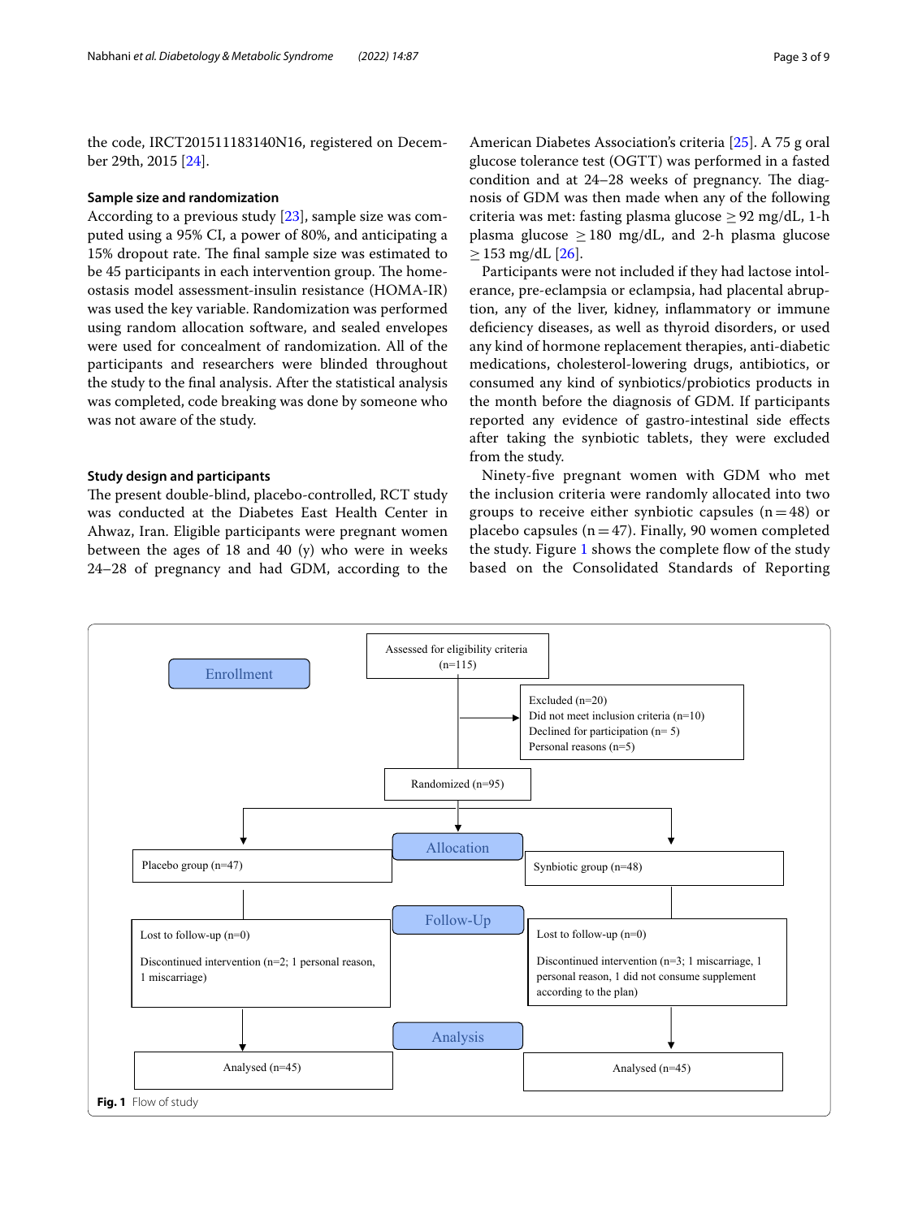the code, IRCT201511183140N16, registered on December 29th, 2015 [24].

### Sample size and randomization

According to a previous study [23], sample size was computed using a 95% CI, a power of 80%, and anticipating a 15% dropout rate. The final sample size was estimated to be 45 participants in each intervention group. The homeostasis model assessment-insulin resistance (HOMA-IR) was used the key variable. Randomization was performed using random allocation software, and sealed envelopes were used for concealment of randomization. All of the participants and researchers were blinded throughout the study to the final analysis. After the statistical analysis was completed, code breaking was done by someone who was not aware of the study.

### Study design and participants

The present double-blind, placebo-controlled, RCT study was conducted at the Diabetes East Health Center in Ahwaz, Iran. Eligible participants were pregnant women between the ages of 18 and 40 (y) who were in weeks 24–28 of pregnancy and had GDM, according to the American Diabetes Association's criteria [25]. A 75 g oral glucose tolerance test (OGTT) was performed in a fasted condition and at 24–28 weeks of pregnancy. The diagnosis of GDM was then made when any of the following criteria was met: fasting plasma glucose $\geq$ 92 mg/dL, 1-h plasma glucose $\geq$ 180 mg/dL, and 2-h plasma glucose $\geq$ 153 mg/dL [26].

Participants were not included if they had lactose intolerance, pre-eclampsia or eclampsia, had placental abruption, any of the liver, kidney, inflammatory or immune deficiency diseases, as well as thyroid disorders, or used any kind of hormone replacement therapies, anti-diabetic medications, cholesterol-lowering drugs, antibiotics, or consumed any kind of synbiotics/probiotics products in the month before the diagnosis of GDM. If participants reported any evidence of gastro-intestinal side effects after taking the synbiotic tablets, they were excluded from the study.

Ninety-five pregnant women with GDM who met the inclusion criteria were randomly allocated into two groups to receive either synbiotic capsules (n = 48) or placebo capsules (n = 47). Finally, 90 women completed the study. Figure 1 shows the complete flow of the study based on the Consolidated Standards of Reporting

Enrollment

Assessed for eligibility criteria (n=115)

Excluded (n=20)
Did not meet inclusion criteria (n=10)
Declined for participation (n= 5)
Personal reasons (n=5)

Randomized (n=95)

Allocation

Placebo group (n=47)

Synbiotic group (n=48)

Follow-Up

Lost to follow-up (n=0)
Discontinued intervention (n=2; 1 personal reason, 1 miscarriage)

Lost to follow-up (n=0)
Discontinued intervention (n=3; 1 miscarriage, 1 personal reason, 1 did not consume supplement according to the plan)

Analysis

Analysed (n=45)

Analysed (n=45)

**Fig. 1** Flow of study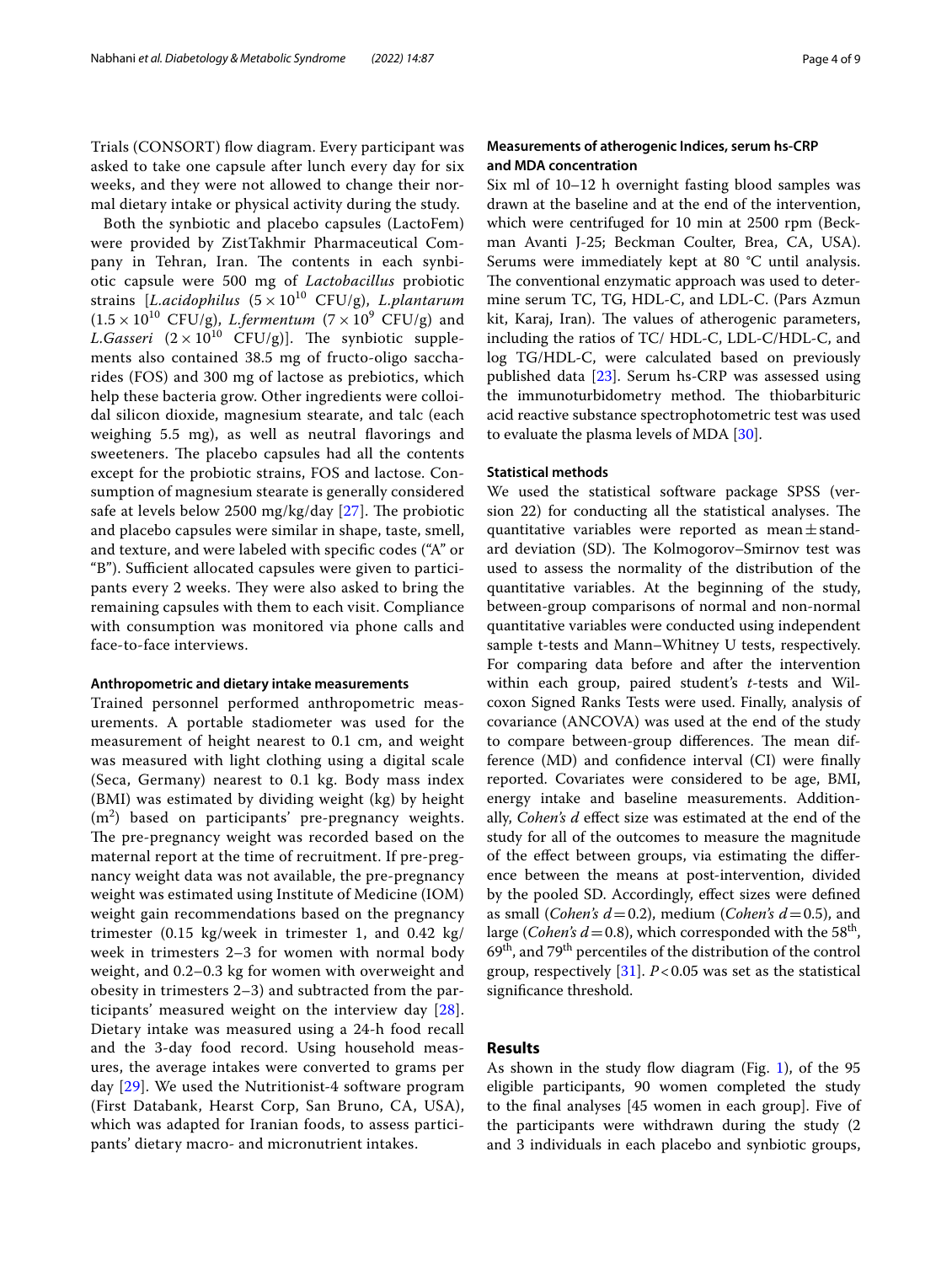Trials (CONSORT) flow diagram. Every participant was asked to take one capsule after lunch every day for six weeks, and they were not allowed to change their normal dietary intake or physical activity during the study.

Both the synbiotic and placebo capsules (LactoFem) were provided by ZistTakhmir Pharmaceutical Company in Tehran, Iran. The contents in each synbiotic capsule were 500 mg of *Lactobacillus* probiotic strains [*L.acidophilus* ($5 \times 10^{10}$ CFU/g), *L.plantarum* ($1.5 \times 10^{10}$ CFU/g), *L.fermentum* ($7 \times 10^{9}$ CFU/g) and *L.Gasseri* ($2 \times 10^{10}$ CFU/g)]. The synbiotic supplements also contained 38.5 mg of fructo-oligo saccharides (FOS) and 300 mg of lactose as prebiotics, which help these bacteria grow. Other ingredients were colloidal silicon dioxide, magnesium stearate, and talc (each weighing 5.5 mg), as well as neutral flavorings and sweeteners. The placebo capsules had all the contents except for the probiotic strains, FOS and lactose. Consumption of magnesium stearate is generally considered safe at levels below 2500 mg/kg/day [27]. The probiotic and placebo capsules were similar in shape, taste, smell, and texture, and were labeled with specific codes ("A" or "B"). Sufficient allocated capsules were given to participants every 2 weeks. They were also asked to bring the remaining capsules with them to each visit. Compliance with consumption was monitored via phone calls and face-to-face interviews.

#### Anthropometric and dietary intake measurements

Trained personnel performed anthropometric measurements. A portable stadiometer was used for the measurement of height nearest to 0.1 cm, and weight was measured with light clothing using a digital scale (Seca, Germany) nearest to 0.1 kg. Body mass index (BMI) was estimated by dividing weight (kg) by height ($m^2$) based on participants' pre-pregnancy weights. The pre-pregnancy weight was recorded based on the maternal report at the time of recruitment. If pre-pregnancy weight data was not available, the pre-pregnancy weight was estimated using Institute of Medicine (IOM) weight gain recommendations based on the pregnancy trimester (0.15 kg/week in trimester 1, and 0.42 kg/week in trimesters 2–3 for women with normal body weight, and 0.2–0.3 kg for women with overweight and obesity in trimesters 2–3) and subtracted from the participants' measured weight on the interview day [28]. Dietary intake was measured using a 24-h food recall and the 3-day food record. Using household measures, the average intakes were converted to grams per day [29]. We used the Nutritionist-4 software program (First Databank, Hearst Corp, San Bruno, CA, USA), which was adapted for Iranian foods, to assess participants' dietary macro- and micronutrient intakes.

#### Measurements of atherogenic Indices, serum hs-CRP and MDA concentration

Six ml of 10–12 h overnight fasting blood samples was drawn at the baseline and at the end of the intervention, which were centrifuged for 10 min at 2500 rpm (Beckman Avanti J-25; Beckman Coulter, Brea, CA, USA). Serums were immediately kept at 80 °C until analysis. The conventional enzymatic approach was used to determine serum TC, TG, HDL-C, and LDL-C. (Pars Azmun kit, Karaj, Iran). The values of atherogenic parameters, including the ratios of TC/ HDL-C, LDL-C/HDL-C, and log TG/HDL-C, were calculated based on previously published data [23]. Serum hs-CRP was assessed using the immunoturbidometry method. The thiobarbituric acid reactive substance spectrophotometric test was used to evaluate the plasma levels of MDA [30].

#### Statistical methods

We used the statistical software package SPSS (version 22) for conducting all the statistical analyses. The quantitative variables were reported as mean ± standard deviation (SD). The Kolmogorov–Smirnov test was used to assess the normality of the distribution of the quantitative variables. At the beginning of the study, between-group comparisons of normal and non-normal quantitative variables were conducted using independent sample t-tests and Mann–Whitney U tests, respectively. For comparing data before and after the intervention within each group, paired student's *t*-tests and Wilcoxon Signed Ranks Tests were used. Finally, analysis of covariance (ANCOVA) was used at the end of the study to compare between-group differences. The mean difference (MD) and confidence interval (CI) were finally reported. Covariates were considered to be age, BMI, energy intake and baseline measurements. Additionally, *Cohen's d* effect size was estimated at the end of the study for all of the outcomes to measure the magnitude of the effect between groups, via estimating the difference between the means at post-intervention, divided by the pooled SD. Accordingly, effect sizes were defined as small (*Cohen's d* = 0.2), medium (*Cohen's d* = 0.5), and large (*Cohen's d* = 0.8), which corresponded with the 58th, 69th, and 79th percentiles of the distribution of the control group, respectively [31]. $P < 0.05$ was set as the statistical significance threshold.

## Results

As shown in the study flow diagram (Fig. 1), of the 95 eligible participants, 90 women completed the study to the final analyses [45 women in each group]. Five of the participants were withdrawn during the study (2 and 3 individuals in each placebo and synbiotic groups,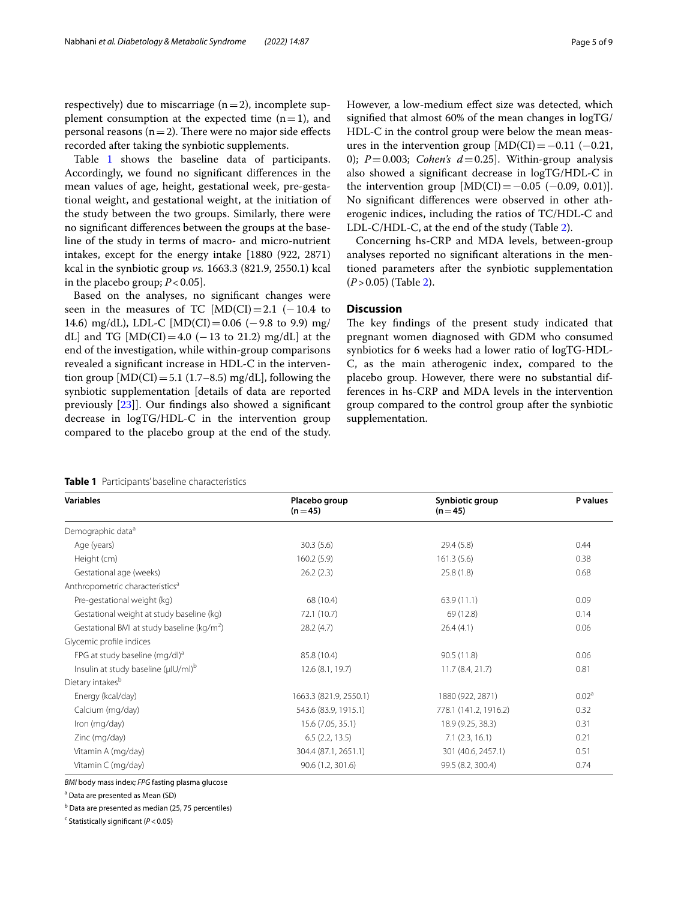respectively) due to miscarriage (n = 2), incomplete supplement consumption at the expected time (n = 1), and personal reasons (n = 2). There were no major side effects recorded after taking the synbiotic supplements.

Table 1 shows the baseline data of participants. Accordingly, we found no significant differences in the mean values of age, height, gestational week, pre-gestational weight, and gestational weight, at the initiation of the study between the two groups. Similarly, there were no significant differences between the groups at the baseline of the study in terms of macro- and micro-nutrient intakes, except for the energy intake [1880 (922, 2871) kcal in the synbiotic group *vs.* 1663.3 (821.9, 2550.1) kcal in the placebo group; $P < 0.05$].

Based on the analyses, no significant changes were seen in the measures of TC [MD(CI) = 2.1 (−10.4 to 14.6) mg/dL), LDL-C [MD(CI) = 0.06 (−9.8 to 9.9) mg/dL] and TG [MD(CI) = 4.0 (−13 to 21.2) mg/dL] at the end of the investigation, while within-group comparisons revealed a significant increase in HDL-C in the intervention group [MD(CI) = 5.1 (1.7–8.5) mg/dL], following the synbiotic supplementation [details of data are reported previously [23]]. Our findings also showed a significant decrease in logTG/HDL-C in the intervention group compared to the placebo group at the end of the study. However, a low-medium effect size was detected, which signified that almost 60% of the mean changes in logTG/HDL-C in the control group were below the mean measures in the intervention group [MD(CI) = −0.11 (−0.21, 0); $P = 0.003$; *Cohen's* $d = 0.25$]. Within-group analysis also showed a significant decrease in logTG/HDL-C in the intervention group [MD(CI) = −0.05 (−0.09, 0.01)]. No significant differences were observed in other atherogenic indices, including the ratios of TC/HDL-C and LDL-C/HDL-C, at the end of the study (Table 2).

Concerning hs-CRP and MDA levels, between-group analyses reported no significant alterations in the mentioned parameters after the synbiotic supplementation ($P > 0.05$) (Table 2).

## Discussion

The key findings of the present study indicated that pregnant women diagnosed with GDM who consumed synbiotics for 6 weeks had a lower ratio of logTG-HDL-C, as the main atherogenic index, compared to the placebo group. However, there were no substantial differences in hs-CRP and MDA levels in the intervention group compared to the control group after the synbiotic supplementation.

**Table 1** Participants' baseline characteristics

| Variables | Placebo group (n = 45) | Synbiotic group (n = 45) | P values |
|---|---|---|---|
| Demographic data[a] | | | |
| Age (years) | 30.3 (5.6) | 29.4 (5.8) | 0.44 |
| Height (cm) | 160.2 (5.9) | 161.3 (5.6) | 0.38 |
| Gestational age (weeks) | 26.2 (2.3) | 25.8 (1.8) | 0.68 |
| Anthropometric characteristics[a] | | | |
| Pre-gestational weight (kg) | 68 (10.4) | 63.9 (11.1) | 0.09 |
| Gestational weight at study baseline (kg) | 72.1 (10.7) | 69 (12.8) | 0.14 |
| Gestational BMI at study baseline (kg/m$^2$) | 28.2 (4.7) | 26.4 (4.1) | 0.06 |
| Glycemic profile indices | | | |
| FPG at study baseline (mg/dl)[a] | 85.8 (10.4) | 90.5 (11.8) | 0.06 |
| Insulin at study baseline (μIU/ml)[b] | 12.6 (8.1, 19.7) | 11.7 (8.4, 21.7) | 0.81 |
| Dietary intakes[b] | | | |
| Energy (kcal/day) | 1663.3 (821.9, 2550.1) | 1880 (922, 2871) | 0.02[a] |
| Calcium (mg/day) | 543.6 (83.9, 1915.1) | 778.1 (141.2, 1916.2) | 0.32 |
| Iron (mg/day) | 15.6 (7.05, 35.1) | 18.9 (9.25, 38.3) | 0.31 |
| Zinc (mg/day) | 6.5 (2.2, 13.5) | 7.1 (2.3, 16.1) | 0.21 |
| Vitamin A (mg/day) | 304.4 (87.1, 2651.1) | 301 (40.6, 2457.1) | 0.51 |
| Vitamin C (mg/day) | 90.6 (1.2, 301.6) | 99.5 (8.2, 300.4) | 0.74 |

*BMI* body mass index; *FPG* fasting plasma glucose

[a] Data are presented as Mean (SD)

[b] Data are presented as median (25, 75 percentiles)

[c] Statistically significant ($P < 0.05$)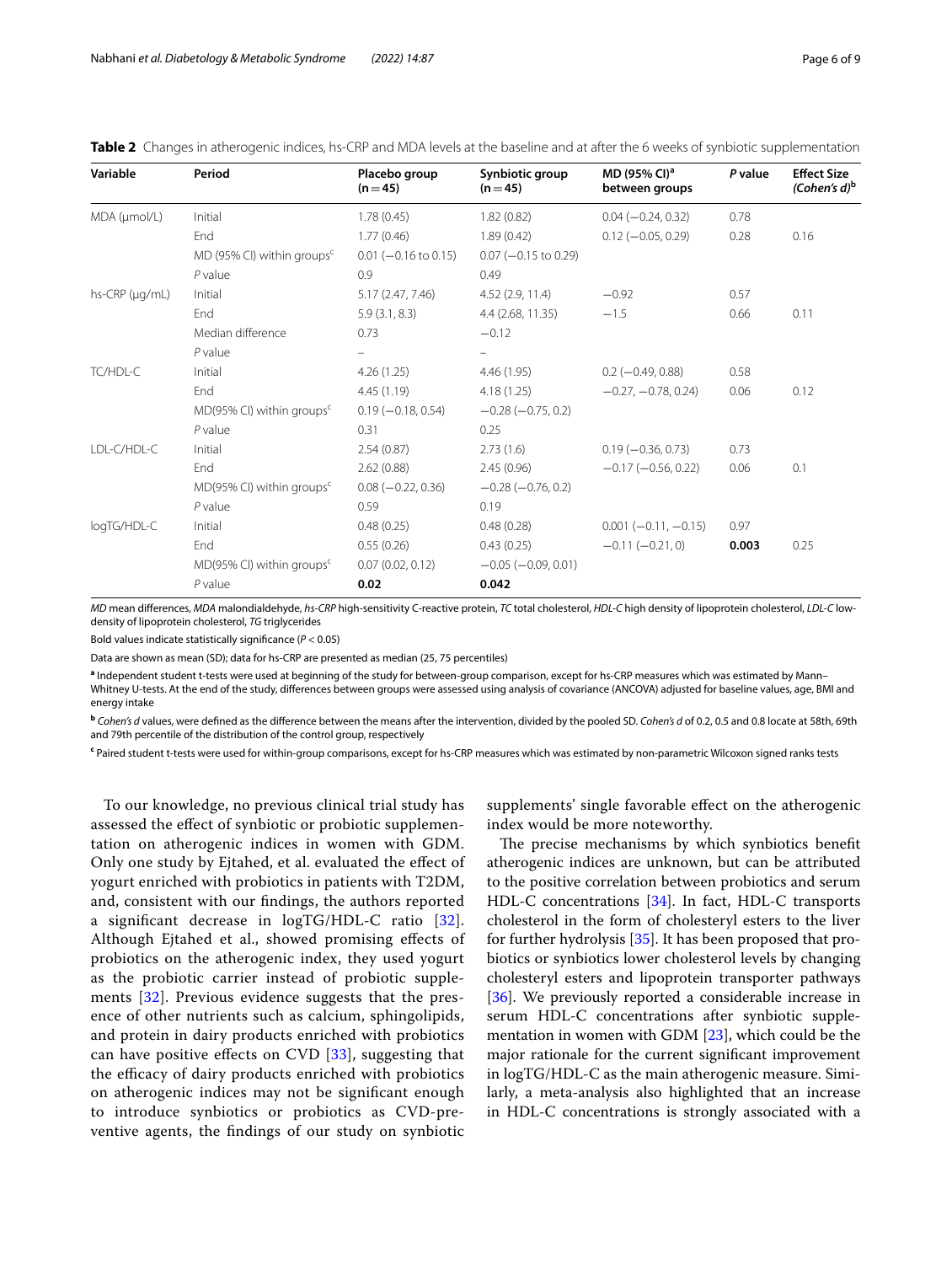**Table 2** Changes in atherogenic indices, hs-CRP and MDA levels at the baseline and at after the 6 weeks of synbiotic supplementation

| Variable | Period | Placebo group (n = 45) | Synbiotic group (n = 45) | MD (95% CI)[a] between groups | *P* value | Effect Size (*Cohen's d*)[b] |
|---|---|---|---|---|---|---|
| MDA (μmol/L) | Initial | 1.78 (0.45) | 1.82 (0.82) | 0.04 (−0.24, 0.32) | 0.78 | |
| | End | 1.77 (0.46) | 1.89 (0.42) | 0.12 (−0.05, 0.29) | 0.28 | 0.16 |
| | MD (95% CI) within groups[c] | 0.01 (−0.16 to 0.15) | 0.07 (−0.15 to 0.29) | | | |
| | *P* value | 0.9 | 0.49 | | | |
| hs-CRP (μg/mL) | Initial | 5.17 (2.47, 7.46) | 4.52 (2.9, 11.4) | −0.92 | 0.57 | |
| | End | 5.9 (3.1, 8.3) | 4.4 (2.68, 11.35) | −1.5 | 0.66 | 0.11 |
| | Median difference | 0.73 | −0.12 | | | |
| | *P* value | – | – | | | |
| TC/HDL-C | Initial | 4.26 (1.25) | 4.46 (1.95) | 0.2 (−0.49, 0.88) | 0.58 | |
| | End | 4.45 (1.19) | 4.18 (1.25) | −0.27, −0.78, 0.24) | 0.06 | 0.12 |
| | MD(95% CI) within groups[c] | 0.19 (−0.18, 0.54) | −0.28 (−0.75, 0.2) | | | |
| | *P* value | 0.31 | 0.25 | | | |
| LDL-C/HDL-C | Initial | 2.54 (0.87) | 2.73 (1.6) | 0.19 (−0.36, 0.73) | 0.73 | |
| | End | 2.62 (0.88) | 2.45 (0.96) | −0.17 (−0.56, 0.22) | 0.06 | 0.1 |
| | MD(95% CI) within groups[c] | 0.08 (−0.22, 0.36) | −0.28 (−0.76, 0.2) | | | |
| | *P* value | 0.59 | 0.19 | | | |
| logTG/HDL-C | Initial | 0.48 (0.25) | 0.48 (0.28) | 0.001 (−0.11, −0.15) | 0.97 | |
| | End | 0.55 (0.26) | 0.43 (0.25) | −0.11 (−0.21, 0) | **0.003** | 0.25 |
| | MD(95% CI) within groups[c] | 0.07 (0.02, 0.12) | −0.05 (−0.09, 0.01) | | | |
| | *P* value | **0.02** | **0.042** | | | |

*MD* mean differences, *MDA* malondialdehyde, *hs-CRP* high-sensitivity C-reactive protein, *TC* total cholesterol, *HDL-C* high density of lipoprotein cholesterol, *LDL-C* low-density of lipoprotein cholesterol, *TG* triglycerides

Bold values indicate statistically significance ($P < 0.05$)

Data are shown as mean (SD); data for hs-CRP are presented as median (25, 75 percentiles)

[a] Independent student t-tests were used at beginning of the study for between-group comparison, except for hs-CRP measures which was estimated by Mann–Whitney U-tests. At the end of the study, differences between groups were assessed using analysis of covariance (ANCOVA) adjusted for baseline values, age, BMI and energy intake

[b] *Cohen's d* values, were defined as the difference between the means after the intervention, divided by the pooled SD. *Cohen's d* of 0.2, 0.5 and 0.8 locate at 58th, 69th and 79th percentile of the distribution of the control group, respectively

[c] Paired student t-tests were used for within-group comparisons, except for hs-CRP measures which was estimated by non-parametric Wilcoxon signed ranks tests

To our knowledge, no previous clinical trial study has assessed the effect of synbiotic or probiotic supplementation on atherogenic indices in women with GDM. Only one study by Ejtahed, et al. evaluated the effect of yogurt enriched with probiotics in patients with T2DM, and, consistent with our findings, the authors reported a significant decrease in logTG/HDL-C ratio [32]. Although Ejtahed et al., showed promising effects of probiotics on the atherogenic index, they used yogurt as the probiotic carrier instead of probiotic supplements [32]. Previous evidence suggests that the presence of other nutrients such as calcium, sphingolipids, and protein in dairy products enriched with probiotics can have positive effects on CVD [33], suggesting that the efficacy of dairy products enriched with probiotics on atherogenic indices may not be significant enough to introduce synbiotics or probiotics as CVD-preventive agents, the findings of our study on synbiotic supplements' single favorable effect on the atherogenic index would be more noteworthy.

The precise mechanisms by which synbiotics benefit atherogenic indices are unknown, but can be attributed to the positive correlation between probiotics and serum HDL-C concentrations [34]. In fact, HDL-C transports cholesterol in the form of cholesteryl esters to the liver for further hydrolysis [35]. It has been proposed that probiotics or synbiotics lower cholesterol levels by changing cholesteryl esters and lipoprotein transporter pathways [36]. We previously reported a considerable increase in serum HDL-C concentrations after synbiotic supplementation in women with GDM [23], which could be the major rationale for the current significant improvement in logTG/HDL-C as the main atherogenic measure. Similarly, a meta-analysis also highlighted that an increase in HDL-C concentrations is strongly associated with a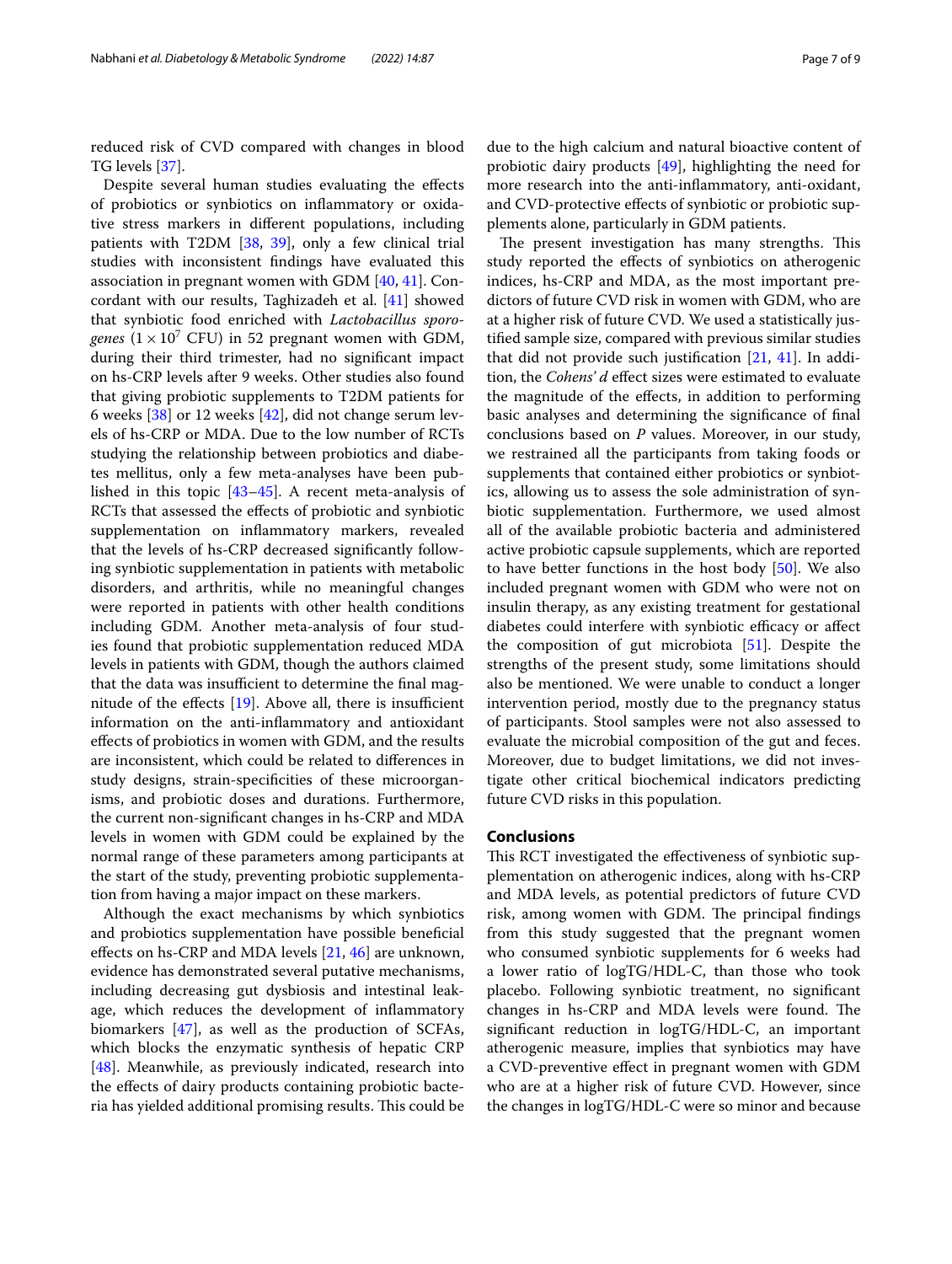reduced risk of CVD compared with changes in blood TG levels [37].

Despite several human studies evaluating the effects of probiotics or synbiotics on inflammatory or oxidative stress markers in different populations, including patients with T2DM [38, 39], only a few clinical trial studies with inconsistent findings have evaluated this association in pregnant women with GDM [40, 41]. Concordant with our results, Taghizadeh et al. [41] showed that synbiotic food enriched with *Lactobacillus sporogenes* ($1 \times 10^7$ CFU) in 52 pregnant women with GDM, during their third trimester, had no significant impact on hs-CRP levels after 9 weeks. Other studies also found that giving probiotic supplements to T2DM patients for 6 weeks [38] or 12 weeks [42], did not change serum levels of hs-CRP or MDA. Due to the low number of RCTs studying the relationship between probiotics and diabetes mellitus, only a few meta-analyses have been published in this topic [43–45]. A recent meta-analysis of RCTs that assessed the effects of probiotic and synbiotic supplementation on inflammatory markers, revealed that the levels of hs-CRP decreased significantly following synbiotic supplementation in patients with metabolic disorders, and arthritis, while no meaningful changes were reported in patients with other health conditions including GDM. Another meta-analysis of four studies found that probiotic supplementation reduced MDA levels in patients with GDM, though the authors claimed that the data was insufficient to determine the final magnitude of the effects [19]. Above all, there is insufficient information on the anti-inflammatory and antioxidant effects of probiotics in women with GDM, and the results are inconsistent, which could be related to differences in study designs, strain-specificities of these microorganisms, and probiotic doses and durations. Furthermore, the current non-significant changes in hs-CRP and MDA levels in women with GDM could be explained by the normal range of these parameters among participants at the start of the study, preventing probiotic supplementation from having a major impact on these markers.

Although the exact mechanisms by which synbiotics and probiotics supplementation have possible beneficial effects on hs-CRP and MDA levels [21, 46] are unknown, evidence has demonstrated several putative mechanisms, including decreasing gut dysbiosis and intestinal leakage, which reduces the development of inflammatory biomarkers [47], as well as the production of SCFAs, which blocks the enzymatic synthesis of hepatic CRP [48]. Meanwhile, as previously indicated, research into the effects of dairy products containing probiotic bacteria has yielded additional promising results. This could be due to the high calcium and natural bioactive content of probiotic dairy products [49], highlighting the need for more research into the anti-inflammatory, anti-oxidant, and CVD-protective effects of synbiotic or probiotic supplements alone, particularly in GDM patients.

The present investigation has many strengths. This study reported the effects of synbiotics on atherogenic indices, hs-CRP and MDA, as the most important predictors of future CVD risk in women with GDM, who are at a higher risk of future CVD. We used a statistically justified sample size, compared with previous similar studies that did not provide such justification [21, 41]. In addition, the *Cohens' d* effect sizes were estimated to evaluate the magnitude of the effects, in addition to performing basic analyses and determining the significance of final conclusions based on *P* values. Moreover, in our study, we restrained all the participants from taking foods or supplements that contained either probiotics or synbiotics, allowing us to assess the sole administration of synbiotic supplementation. Furthermore, we used almost all of the available probiotic bacteria and administered active probiotic capsule supplements, which are reported to have better functions in the host body [50]. We also included pregnant women with GDM who were not on insulin therapy, as any existing treatment for gestational diabetes could interfere with synbiotic efficacy or affect the composition of gut microbiota [51]. Despite the strengths of the present study, some limitations should also be mentioned. We were unable to conduct a longer intervention period, mostly due to the pregnancy status of participants. Stool samples were not also assessed to evaluate the microbial composition of the gut and feces. Moreover, due to budget limitations, we did not investigate other critical biochemical indicators predicting future CVD risks in this population.

## Conclusions

This RCT investigated the effectiveness of synbiotic supplementation on atherogenic indices, along with hs-CRP and MDA levels, as potential predictors of future CVD risk, among women with GDM. The principal findings from this study suggested that the pregnant women who consumed synbiotic supplements for 6 weeks had a lower ratio of logTG/HDL-C, than those who took placebo. Following synbiotic treatment, no significant changes in hs-CRP and MDA levels were found. The significant reduction in logTG/HDL-C, an important atherogenic measure, implies that synbiotics may have a CVD-preventive effect in pregnant women with GDM who are at a higher risk of future CVD. However, since the changes in logTG/HDL-C were so minor and because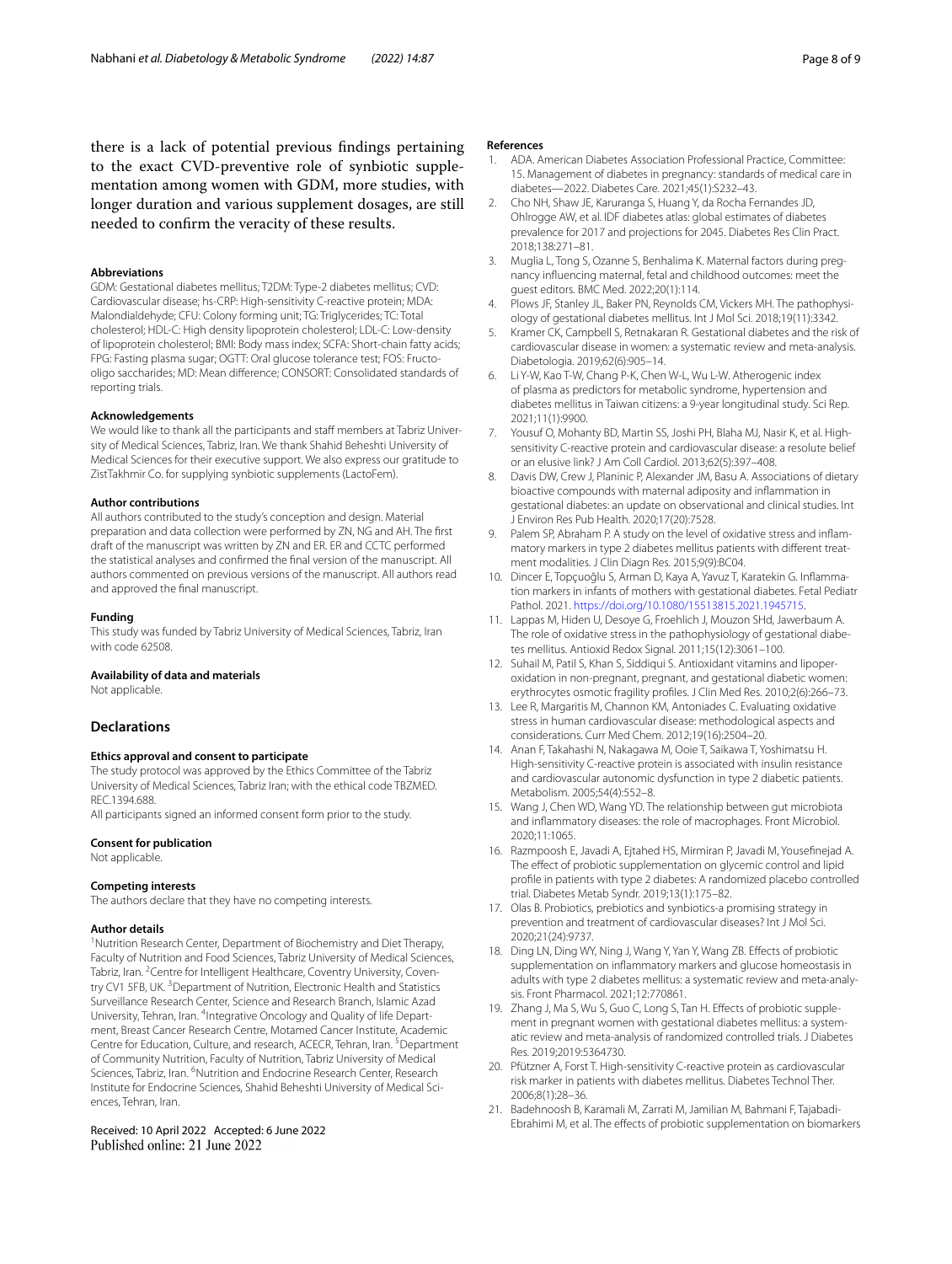there is a lack of potential previous findings pertaining to the exact CVD-preventive role of synbiotic supplementation among women with GDM, more studies, with longer duration and various supplement dosages, are still needed to confirm the veracity of these results.

#### Abbreviations
GDM: Gestational diabetes mellitus; T2DM: Type-2 diabetes mellitus; CVD: Cardiovascular disease; hs-CRP: High-sensitivity C-reactive protein; MDA: Malondialdehyde; CFU: Colony forming unit; TG: Triglycerides; TC: Total cholesterol; HDL-C: High density lipoprotein cholesterol; LDL-C: Low-density of lipoprotein cholesterol; BMI: Body mass index; SCFA: Short-chain fatty acids; FPG: Fasting plasma sugar; OGTT: Oral glucose tolerance test; FOS: Fructo-oligo saccharides; MD: Mean difference; CONSORT: Consolidated standards of reporting trials.

#### Acknowledgements
We would like to thank all the participants and staff members at Tabriz University of Medical Sciences, Tabriz, Iran. We thank Shahid Beheshti University of Medical Sciences for their executive support. We also express our gratitude to ZistTakhmir Co. for supplying synbiotic supplements (LactoFem).

#### Author contributions
All authors contributed to the study's conception and design. Material preparation and data collection were performed by ZN, NG and AH. The first draft of the manuscript was written by ZN and ER. ER and CCTC performed the statistical analyses and confirmed the final version of the manuscript. All authors commented on previous versions of the manuscript. All authors read and approved the final manuscript.

#### Funding
This study was funded by Tabriz University of Medical Sciences, Tabriz, Iran with code 62508.

#### Availability of data and materials
Not applicable.

## Declarations

#### Ethics approval and consent to participate
The study protocol was approved by the Ethics Committee of the Tabriz University of Medical Sciences, Tabriz Iran; with the ethical code TBZMED.REC.1394.688.
All participants signed an informed consent form prior to the study.

#### Consent for publication
Not applicable.

#### Competing interests
The authors declare that they have no competing interests.

#### Author details
[1]Nutrition Research Center, Department of Biochemistry and Diet Therapy, Faculty of Nutrition and Food Sciences, Tabriz University of Medical Sciences, Tabriz, Iran. [2]Centre for Intelligent Healthcare, Coventry University, Coventry CV1 5FB, UK. [3]Department of Nutrition, Electronic Health and Statistics Surveillance Research Center, Science and Research Branch, Islamic Azad University, Tehran, Iran. [4]Integrative Oncology and Quality of life Department, Breast Cancer Research Centre, Motamed Cancer Institute, Academic Centre for Education, Culture, and research, ACECR, Tehran, Iran. [5]Department of Community Nutrition, Faculty of Nutrition, Tabriz University of Medical Sciences, Tabriz, Iran. [6]Nutrition and Endocrine Research Center, Research Institute for Endocrine Sciences, Shahid Beheshti University of Medical Sciences, Tehran, Iran.

Received: 10 April 2022 Accepted: 6 June 2022
Published online: 21 June 2022

#### References
1. ADA. American Diabetes Association Professional Practice, Committee: 15. Management of diabetes in pregnancy: standards of medical care in diabetes—2022. Diabetes Care. 2021;45(1):S232–43.
2. Cho NH, Shaw JE, Karuranga S, Huang Y, da Rocha Fernandes JD, Ohlrogge AW, et al. IDF diabetes atlas: global estimates of diabetes prevalence for 2017 and projections for 2045. Diabetes Res Clin Pract. 2018;138:271–81.
3. Muglia L, Tong S, Ozanne S, Benhalima K. Maternal factors during pregnancy influencing maternal, fetal and childhood outcomes: meet the guest editors. BMC Med. 2022;20(1):114.
4. Plows JF, Stanley JL, Baker PN, Reynolds CM, Vickers MH. The pathophysiology of gestational diabetes mellitus. Int J Mol Sci. 2018;19(11):3342.
5. Kramer CK, Campbell S, Retnakaran R. Gestational diabetes and the risk of cardiovascular disease in women: a systematic review and meta-analysis. Diabetologia. 2019;62(6):905–14.
6. Li Y-W, Kao T-W, Chang P-K, Chen W-L, Wu L-W. Atherogenic index of plasma as predictors for metabolic syndrome, hypertension and diabetes mellitus in Taiwan citizens: a 9-year longitudinal study. Sci Rep. 2021;11(1):9900.
7. Yousuf O, Mohanty BD, Martin SS, Joshi PH, Blaha MJ, Nasir K, et al. High-sensitivity C-reactive protein and cardiovascular disease: a resolute belief or an elusive link? J Am Coll Cardiol. 2013;62(5):397–408.
8. Davis DW, Crew J, Planinic P, Alexander JM, Basu A. Associations of dietary bioactive compounds with maternal adiposity and inflammation in gestational diabetes: an update on observational and clinical studies. Int J Environ Res Pub Health. 2020;17(20):7528.
9. Palem SP, Abraham P. A study on the level of oxidative stress and inflammatory markers in type 2 diabetes mellitus patients with different treatment modalities. J Clin Diagn Res. 2015;9(9):BC04.
10. Dincer E, Topçuoğlu S, Arman D, Kaya A, Yavuz T, Karatekin G. Inflammation markers in infants of mothers with gestational diabetes. Fetal Pediatr Pathol. 2021. https://doi.org/10.1080/15513815.2021.1945715.
11. Lappas M, Hiden U, Desoye G, Froehlich J, Mouzon SHd, Jawerbaum A. The role of oxidative stress in the pathophysiology of gestational diabetes mellitus. Antioxid Redox Signal. 2011;15(12):3061–100.
12. Suhail M, Patil S, Khan S, Siddiqui S. Antioxidant vitamins and lipoperoxidation in non-pregnant, pregnant, and gestational diabetic women: erythrocytes osmotic fragility profiles. J Clin Med Res. 2010;2(6):266–73.
13. Lee R, Margaritis M, Channon KM, Antoniades C. Evaluating oxidative stress in human cardiovascular disease: methodological aspects and considerations. Curr Med Chem. 2012;19(16):2504–20.
14. Anan F, Takahashi N, Nakagawa M, Ooie T, Saikawa T, Yoshimatsu H. High-sensitivity C-reactive protein is associated with insulin resistance and cardiovascular autonomic dysfunction in type 2 diabetic patients. Metabolism. 2005;54(4):552–8.
15. Wang J, Chen WD, Wang YD. The relationship between gut microbiota and inflammatory diseases: the role of macrophages. Front Microbiol. 2020;11:1065.
16. Razmpoosh E, Javadi A, Ejtahed HS, Mirmiran P, Javadi M, Yousefinejad A. The effect of probiotic supplementation on glycemic control and lipid profile in patients with type 2 diabetes: A randomized placebo controlled trial. Diabetes Metab Syndr. 2019;13(1):175–82.
17. Olas B. Probiotics, prebiotics and synbiotics-a promising strategy in prevention and treatment of cardiovascular diseases? Int J Mol Sci. 2020;21(24):9737.
18. Ding LN, Ding WY, Ning J, Wang Y, Yan Y, Wang ZB. Effects of probiotic supplementation on inflammatory markers and glucose homeostasis in adults with type 2 diabetes mellitus: a systematic review and meta-analysis. Front Pharmacol. 2021;12:770861.
19. Zhang J, Ma S, Wu S, Guo C, Long S, Tan H. Effects of probiotic supplement in pregnant women with gestational diabetes mellitus: a systematic review and meta-analysis of randomized controlled trials. J Diabetes Res. 2019;2019:5364730.
20. Pfützner A, Forst T. High-sensitivity C-reactive protein as cardiovascular risk marker in patients with diabetes mellitus. Diabetes Technol Ther. 2006;8(1):28–36.
21. Badehnoosh B, Karamali M, Zarrati M, Jamilian M, Bahmani F, Tajabadi-Ebrahimi M, et al. The effects of probiotic supplementation on biomarkers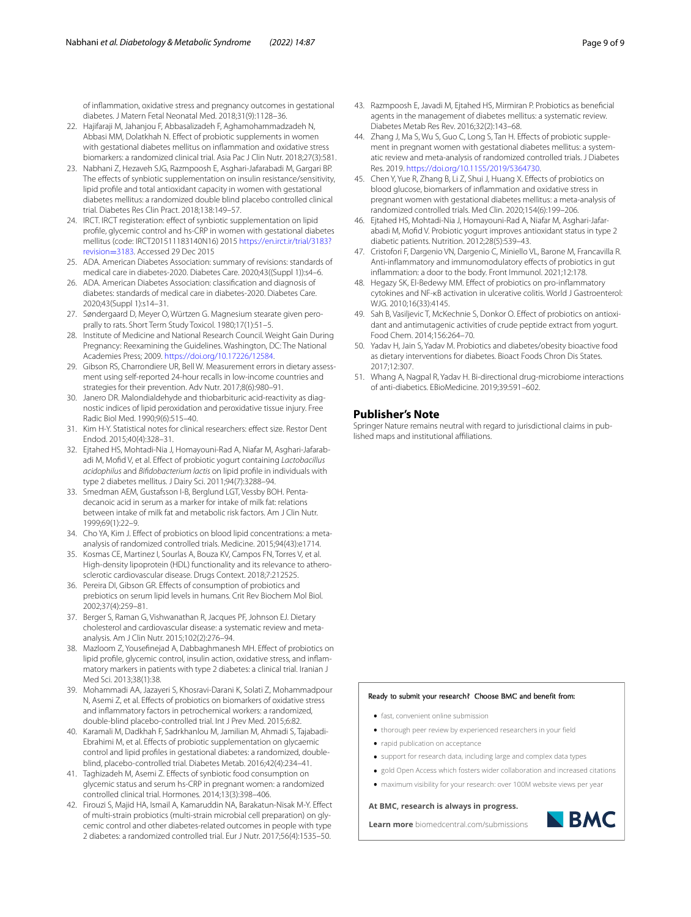of inflammation, oxidative stress and pregnancy outcomes in gestational diabetes. J Matern Fetal Neonatal Med. 2018;31(9):1128–36.

22. Hajifaraji M, Jahanjou F, Abbasalizadeh F, Aghamohammadzadeh N, Abbasi MM, Dolatkhah N. Effect of probiotic supplements in women with gestational diabetes mellitus on inflammation and oxidative stress biomarkers: a randomized clinical trial. Asia Pac J Clin Nutr. 2018;27(3):581.
23. Nabhani Z, Hezaveh SJG, Razmpoosh E, Asghari-Jafarabadi M, Gargari BP. The effects of synbiotic supplementation on insulin resistance/sensitivity, lipid profile and total antioxidant capacity in women with gestational diabetes mellitus: a randomized double blind placebo controlled clinical trial. Diabetes Res Clin Pract. 2018;138:149–57.
24. IRCT. IRCT registeration: effect of synbiotic supplementation on lipid profile, glycemic control and hs-CRP in women with gestational diabetes mellitus (code: IRCT201511183140N16) 2015 https://en.irct.ir/trial/3183?revision=3183. Accessed 29 Dec 2015
25. ADA. American Diabetes Association: summary of revisions: standards of medical care in diabetes-2020. Diabetes Care. 2020;43((Suppl 1)):s4–6.
26. ADA. American Diabetes Association: classification and diagnosis of diabetes: standards of medical care in diabetes-2020. Diabetes Care. 2020;43(Suppl 1):s14–31.
27. Søndergaard D, Meyer O, Würtzen G. Magnesium stearate given perorally to rats. Short Term Study Toxicol. 1980;17(1):51–5.
28. Institute of Medicine and National Research Council. Weight Gain During Pregnancy: Reexamining the Guidelines. Washington, DC: The National Academies Press; 2009. https://doi.org/10.17226/12584.
29. Gibson RS, Charrondiere UR, Bell W. Measurement errors in dietary assessment using self-reported 24-hour recalls in low-income countries and strategies for their prevention. Adv Nutr. 2017;8(6):980–91.
30. Janero DR. Malondialdehyde and thiobarbituric acid-reactivity as diagnostic indices of lipid peroxidation and peroxidative tissue injury. Free Radic Biol Med. 1990;9(6):515–40.
31. Kim H-Y. Statistical notes for clinical researchers: effect size. Restor Dent Endod. 2015;40(4):328–31.
32. Ejtahed HS, Mohtadi-Nia J, Homayouni-Rad A, Niafar M, Asghari-Jafarabadi M, Mofid V, et al. Effect of probiotic yogurt containing *Lactobacillus acidophilus* and *Bifidobacterium lactis* on lipid profile in individuals with type 2 diabetes mellitus. J Dairy Sci. 2011;94(7):3288–94.
33. Smedman AEM, Gustafsson I-B, Berglund LGT, Vessby BOH. Pentadecanoic acid in serum as a marker for intake of milk fat: relations between intake of milk fat and metabolic risk factors. Am J Clin Nutr. 1999;69(1):22–9.
34. Cho YA, Kim J. Effect of probiotics on blood lipid concentrations: a meta-analysis of randomized controlled trials. Medicine. 2015;94(43):e1714.
35. Kosmas CE, Martinez I, Sourlas A, Bouza KV, Campos FN, Torres V, et al. High-density lipoprotein (HDL) functionality and its relevance to atherosclerotic cardiovascular disease. Drugs Context. 2018;7:212525.
36. Pereira DI, Gibson GR. Effects of consumption of probiotics and prebiotics on serum lipid levels in humans. Crit Rev Biochem Mol Biol. 2002;37(4):259–81.
37. Berger S, Raman G, Vishwanathan R, Jacques PF, Johnson EJ. Dietary cholesterol and cardiovascular disease: a systematic review and meta-analysis. Am J Clin Nutr. 2015;102(2):276–94.
38. Mazloom Z, Yousefinejad A, Dabbaghmanesh MH. Effect of probiotics on lipid profile, glycemic control, insulin action, oxidative stress, and inflammatory markers in patients with type 2 diabetes: a clinical trial. Iranian J Med Sci. 2013;38(1):38.
39. Mohammadi AA, Jazayeri S, Khosravi-Darani K, Solati Z, Mohammadpour N, Asemi Z, et al. Effects of probiotics on biomarkers of oxidative stress and inflammatory factors in petrochemical workers: a randomized, double-blind placebo-controlled trial. Int J Prev Med. 2015;6:82.
40. Karamali M, Dadkhah F, Sadrkhanlou M, Jamilian M, Ahmadi S, Tajabadi-Ebrahimi M, et al. Effects of probiotic supplementation on glycaemic control and lipid profiles in gestational diabetes: a randomized, double-blind, placebo-controlled trial. Diabetes Metab. 2016;42(4):234–41.
41. Taghizadeh M, Asemi Z. Effects of synbiotic food consumption on glycemic status and serum hs-CRP in pregnant women: a randomized controlled clinical trial. Hormones. 2014;13(3):398–406.
42. Firouzi S, Majid HA, Ismail A, Kamaruddin NA, Barakatun-Nisak M-Y. Effect of multi-strain probiotics (multi-strain microbial cell preparation) on glycemic control and other diabetes-related outcomes in people with type 2 diabetes: a randomized controlled trial. Eur J Nutr. 2017;56(4):1535–50.
43. Razmpoosh E, Javadi M, Ejtahed HS, Mirmiran P. Probiotics as beneficial agents in the management of diabetes mellitus: a systematic review. Diabetes Metab Res Rev. 2016;32(2):143–68.
44. Zhang J, Ma S, Wu S, Guo C, Long S, Tan H. Effects of probiotic supplement in pregnant women with gestational diabetes mellitus: a systematic review and meta-analysis of randomized controlled trials. J Diabetes Res. 2019. https://doi.org/10.1155/2019/5364730.
45. Chen Y, Yue R, Zhang B, Li Z, Shui J, Huang X. Effects of probiotics on blood glucose, biomarkers of inflammation and oxidative stress in pregnant women with gestational diabetes mellitus: a meta-analysis of randomized controlled trials. Med Clin. 2020;154(6):199–206.
46. Ejtahed HS, Mohtadi-Nia J, Homayouni-Rad A, Niafar M, Asghari-Jafarabadi M, Mofid V. Probiotic yogurt improves antioxidant status in type 2 diabetic patients. Nutrition. 2012;28(5):539–43.
47. Cristofori F, Dargenio VN, Dargenio C, Miniello VL, Barone M, Francavilla R. Anti-inflammatory and immunomodulatory effects of probiotics in gut inflammation: a door to the body. Front Immunol. 2021;12:178.
48. Hegazy SK, El-Bedewy MM. Effect of probiotics on pro-inflammatory cytokines and NF-κB activation in ulcerative colitis. World J Gastroenterol: WJG. 2010;16(33):4145.
49. Sah B, Vasiljevic T, McKechnie S, Donkor O. Effect of probiotics on antioxidant and antimutagenic activities of crude peptide extract from yogurt. Food Chem. 2014;156:264–70.
50. Yadav H, Jain S, Yadav M. Probiotics and diabetes/obesity bioactive food as dietary interventions for diabetes. Bioact Foods Chron Dis States. 2017;12:307.
51. Whang A, Nagpal R, Yadav H. Bi-directional drug-microbiome interactions of anti-diabetics. EBioMedicine. 2019;39:591–602.

## Publisher's Note

Springer Nature remains neutral with regard to jurisdictional claims in published maps and institutional affiliations.

Ready to submit your research? Choose BMC and benefit from:

- fast, convenient online submission
- thorough peer review by experienced researchers in your field
- rapid publication on acceptance
- support for research data, including large and complex data types
- gold Open Access which fosters wider collaboration and increased citations
- maximum visibility for your research: over 100M website views per year

**At BMC, research is always in progress.**

**Learn more** biomedcentral.com/submissions

BMC